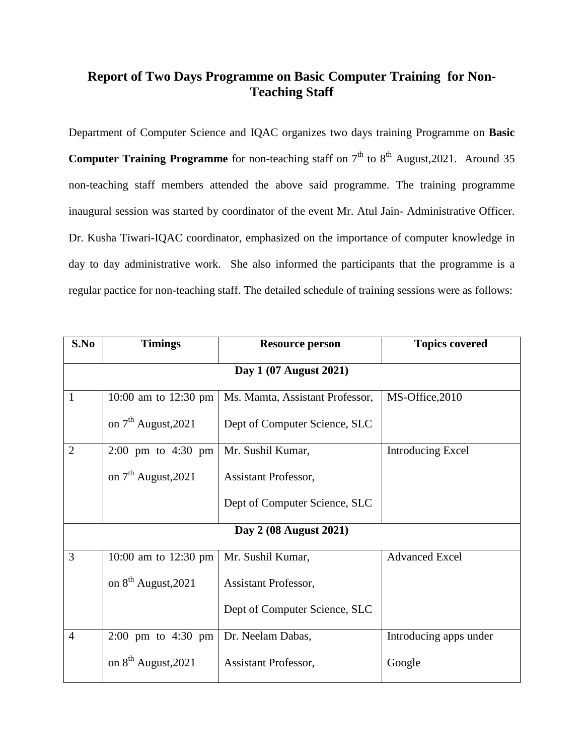# Report of Two Days Programme on Basic Computer Training for Non-Teaching Staff

Department of Computer Science and IQAC organizes two days training Programme on **Basic Computer Training Programme** for non-teaching staff on 7th to 8th August,2021. Around 35 non-teaching staff members attended the above said programme. The training programme inaugural session was started by coordinator of the event Mr. Atul Jain- Administrative Officer. Dr. Kusha Tiwari-IQAC coordinator, emphasized on the importance of computer knowledge in day to day administrative work. She also informed the participants that the programme is a regular pactice for non-teaching staff. The detailed schedule of training sessions were as follows:

| S.No | Timings | Resource person | Topics covered |
|---|---|---|---|
| **Day 1 (07 August 2021)** | | | |
| 1 | 10:00 am to 12:30 pm on 7th August,2021 | Ms. Mamta, Assistant Professor, Dept of Computer Science, SLC | MS-Office,2010 |
| 2 | 2:00 pm to 4:30 pm on 7th August,2021 | Mr. Sushil Kumar, Assistant Professor, Dept of Computer Science, SLC | Introducing Excel |
| **Day 2 (08 August 2021)** | | | |
| 3 | 10:00 am to 12:30 pm on 8th August,2021 | Mr. Sushil Kumar, Assistant Professor, Dept of Computer Science, SLC | Advanced Excel |
| 4 | 2:00 pm to 4:30 pm on 8th August,2021 | Dr. Neelam Dabas, Assistant Professor, | Introducing apps under Google |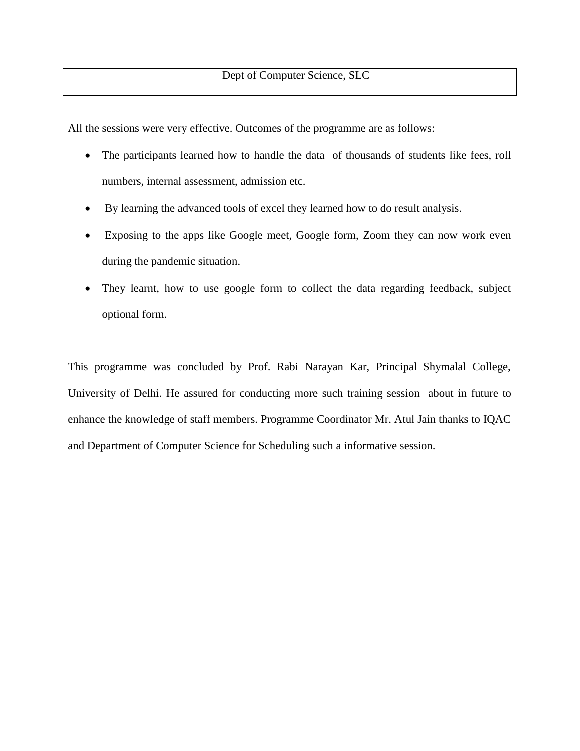| | | | |
|---|---|---|---|
| | | Dept of Computer Science, SLC | |

All the sessions were very effective. Outcomes of the programme are as follows:

- The participants learned how to handle the data of thousands of students like fees, roll numbers, internal assessment, admission etc.
- By learning the advanced tools of excel they learned how to do result analysis.
- Exposing to the apps like Google meet, Google form, Zoom they can now work even during the pandemic situation.
- They learnt, how to use google form to collect the data regarding feedback, subject optional form.

This programme was concluded by Prof. Rabi Narayan Kar, Principal Shymalal College, University of Delhi. He assured for conducting more such training session about in future to enhance the knowledge of staff members. Programme Coordinator Mr. Atul Jain thanks to IQAC and Department of Computer Science for Scheduling such a informative session.